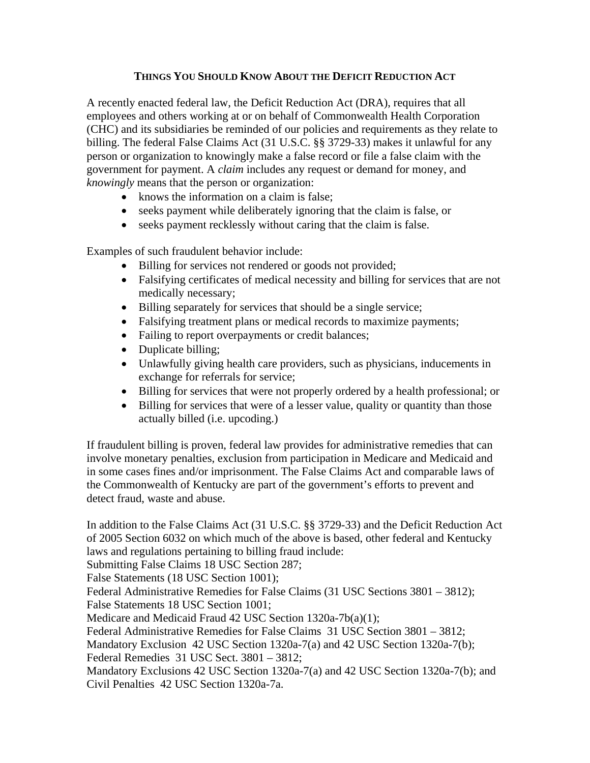# THINGS YOU SHOULD KNOW ABOUT THE DEFICIT REDUCTION ACT

A recently enacted federal law, the Deficit Reduction Act (DRA), requires that all employees and others working at or on behalf of Commonwealth Health Corporation (CHC) and its subsidiaries be reminded of our policies and requirements as they relate to billing. The federal False Claims Act (31 U.S.C. §§ 3729-33) makes it unlawful for any person or organization to knowingly make a false record or file a false claim with the government for payment. A *claim* includes any request or demand for money, and *knowingly* means that the person or organization:

- knows the information on a claim is false;
- seeks payment while deliberately ignoring that the claim is false, or
- seeks payment recklessly without caring that the claim is false.

Examples of such fraudulent behavior include:

- Billing for services not rendered or goods not provided;
- Falsifying certificates of medical necessity and billing for services that are not medically necessary;
- Billing separately for services that should be a single service;
- Falsifying treatment plans or medical records to maximize payments;
- Failing to report overpayments or credit balances;
- Duplicate billing;
- Unlawfully giving health care providers, such as physicians, inducements in exchange for referrals for service;
- Billing for services that were not properly ordered by a health professional; or
- Billing for services that were of a lesser value, quality or quantity than those actually billed (i.e. upcoding.)

If fraudulent billing is proven, federal law provides for administrative remedies that can involve monetary penalties, exclusion from participation in Medicare and Medicaid and in some cases fines and/or imprisonment. The False Claims Act and comparable laws of the Commonwealth of Kentucky are part of the government's efforts to prevent and detect fraud, waste and abuse.

In addition to the False Claims Act (31 U.S.C. §§ 3729-33) and the Deficit Reduction Act of 2005 Section 6032 on which much of the above is based, other federal and Kentucky laws and regulations pertaining to billing fraud include:
Submitting False Claims 18 USC Section 287;
False Statements (18 USC Section 1001);
Federal Administrative Remedies for False Claims (31 USC Sections 3801 – 3812);
False Statements 18 USC Section 1001;
Medicare and Medicaid Fraud 42 USC Section 1320a-7b(a)(1);
Federal Administrative Remedies for False Claims 31 USC Section 3801 – 3812;
Mandatory Exclusion 42 USC Section 1320a-7(a) and 42 USC Section 1320a-7(b);
Federal Remedies 31 USC Sect. 3801 – 3812;
Mandatory Exclusions 42 USC Section 1320a-7(a) and 42 USC Section 1320a-7(b); and
Civil Penalties 42 USC Section 1320a-7a.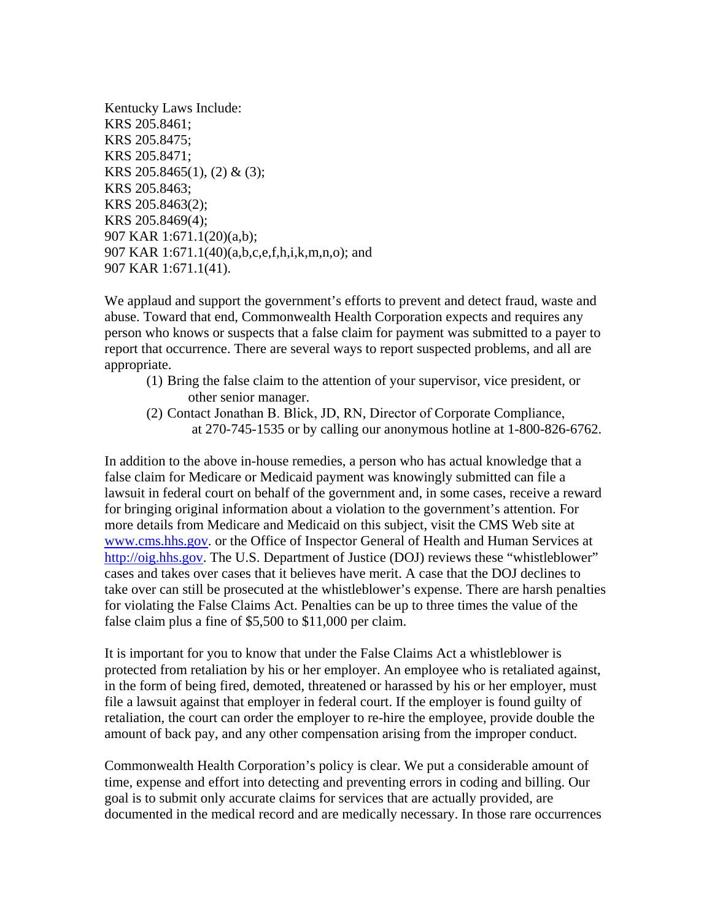Kentucky Laws Include:
KRS 205.8461;
KRS 205.8475;
KRS 205.8471;
KRS 205.8465(1), (2) & (3);
KRS 205.8463;
KRS 205.8463(2);
KRS 205.8469(4);
907 KAR 1:671.1(20)(a,b);
907 KAR 1:671.1(40)(a,b,c,e,f,h,i,k,m,n,o); and
907 KAR 1:671.1(41).

We applaud and support the government's efforts to prevent and detect fraud, waste and abuse. Toward that end, Commonwealth Health Corporation expects and requires any person who knows or suspects that a false claim for payment was submitted to a payer to report that occurrence. There are several ways to report suspected problems, and all are appropriate.

(1) Bring the false claim to the attention of your supervisor, vice president, or other senior manager.
(2) Contact Jonathan B. Blick, JD, RN, Director of Corporate Compliance, at 270-745-1535 or by calling our anonymous hotline at 1-800-826-6762.

In addition to the above in-house remedies, a person who has actual knowledge that a false claim for Medicare or Medicaid payment was knowingly submitted can file a lawsuit in federal court on behalf of the government and, in some cases, receive a reward for bringing original information about a violation to the government's attention. For more details from Medicare and Medicaid on this subject, visit the CMS Web site at [www.cms.hhs.gov](www.cms.hhs.gov). or the Office of Inspector General of Health and Human Services at [http://oig.hhs.gov](http://oig.hhs.gov). The U.S. Department of Justice (DOJ) reviews these "whistleblower" cases and takes over cases that it believes have merit. A case that the DOJ declines to take over can still be prosecuted at the whistleblower's expense. There are harsh penalties for violating the False Claims Act. Penalties can be up to three times the value of the false claim plus a fine of $5,500 to $11,000 per claim.

It is important for you to know that under the False Claims Act a whistleblower is protected from retaliation by his or her employer. An employee who is retaliated against, in the form of being fired, demoted, threatened or harassed by his or her employer, must file a lawsuit against that employer in federal court. If the employer is found guilty of retaliation, the court can order the employer to re-hire the employee, provide double the amount of back pay, and any other compensation arising from the improper conduct.

Commonwealth Health Corporation's policy is clear. We put a considerable amount of time, expense and effort into detecting and preventing errors in coding and billing. Our goal is to submit only accurate claims for services that are actually provided, are documented in the medical record and are medically necessary. In those rare occurrences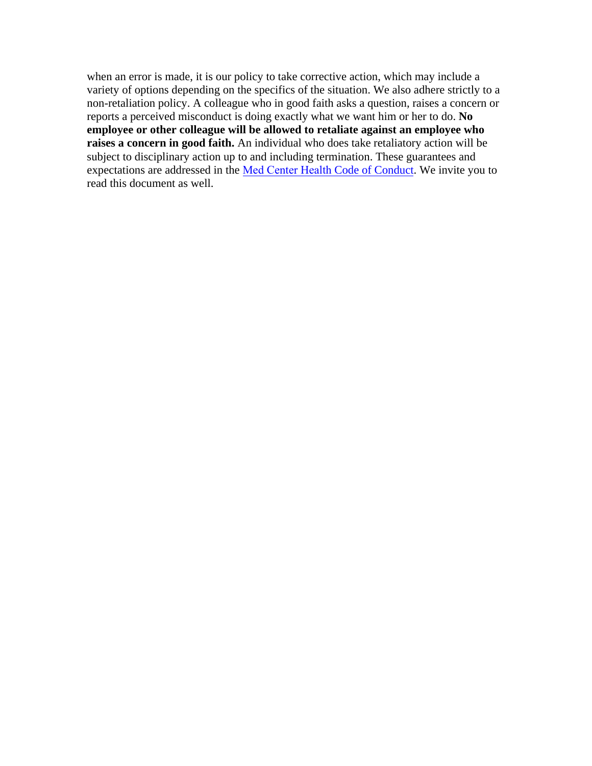when an error is made, it is our policy to take corrective action, which may include a variety of options depending on the specifics of the situation. We also adhere strictly to a non-retaliation policy. A colleague who in good faith asks a question, raises a concern or reports a perceived misconduct is doing exactly what we want him or her to do. **No employee or other colleague will be allowed to retaliate against an employee who raises a concern in good faith.** An individual who does take retaliatory action will be subject to disciplinary action up to and including termination. These guarantees and expectations are addressed in the Med Center Health Code of Conduct. We invite you to read this document as well.